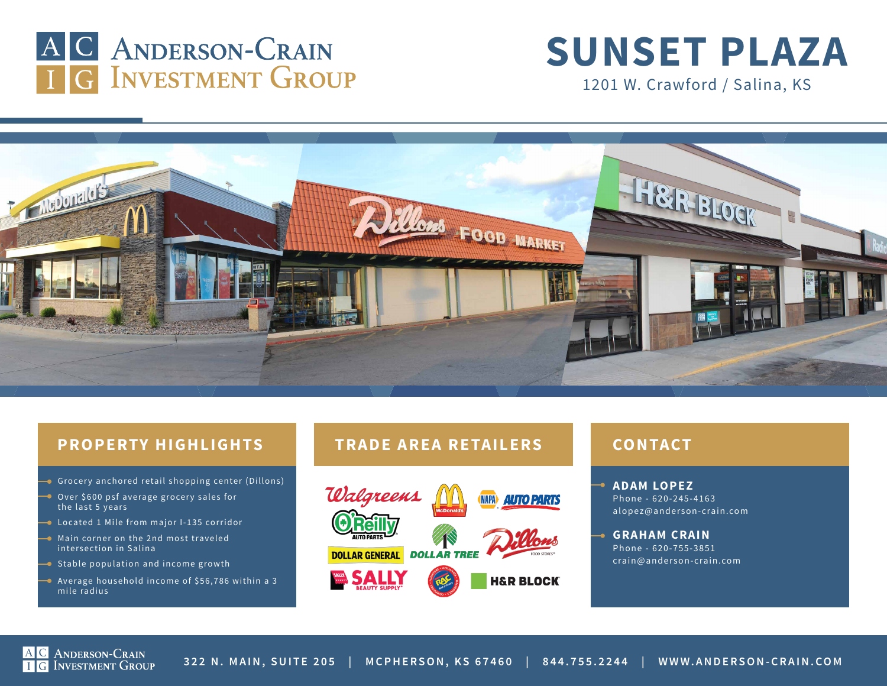Anderson-Crain Investment Group

# SUNSET PLAZA

1201 W. Crawford / Salina, KS

## PROPERTY HIGHLIGHTS

- Grocery anchored retail shopping center (Dillons)
- Over $600 psf average grocery sales for the last 5 years
- Located 1 Mile from major I-135 corridor
- Main corner on the 2nd most traveled intersection in Salina
- Stable population and income growth
- Average household income of $56,786 within a 3 mile radius

## TRADE AREA RETAILERS

Walgreens, McDonald's, NAPA Auto Parts, O'Reilly Auto Parts, Dollar General, Dollar Tree, Dillons Food Stores, Sally Beauty Supply, RAC Rent-A-Center, H&R Block

## CONTACT

**ADAM LOPEZ**
Phone - 620-245-4163
alopez@anderson-crain.com

**GRAHAM CRAIN**
Phone - 620-755-3851
crain@anderson-crain.com

Anderson-Crain Investment Group

322 N. MAIN, SUITE 205 | MCPHERSON, KS 67460 | 844.755.2244 | WWW.ANDERSON-CRAIN.COM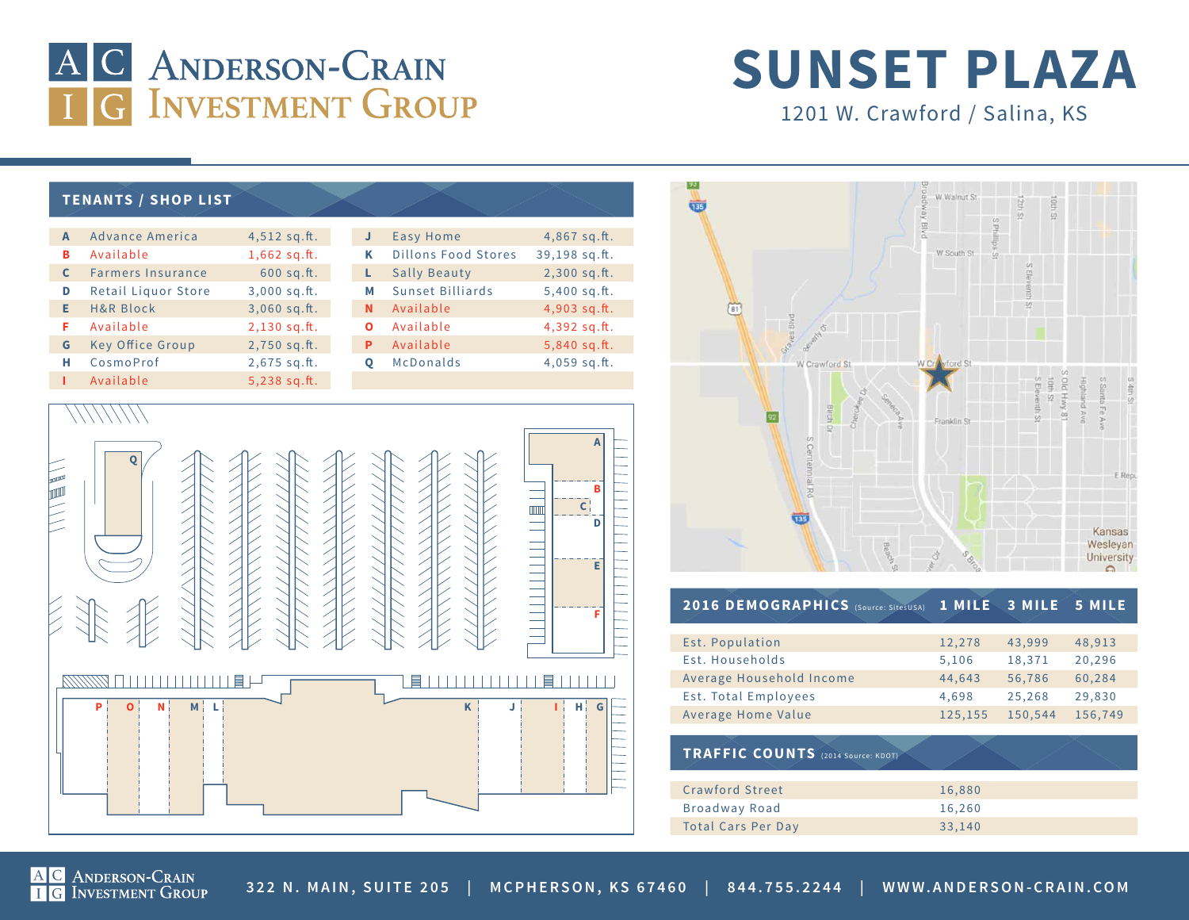# ANDERSON-CRAIN INVESTMENT GROUP

# SUNSET PLAZA

1201 W. Crawford / Salina, KS

## TENANTS / SHOP LIST

| | | |
|---|---|---|
| A | Advance America | 4,512 sq.ft. |
| B | Available | 1,662 sq.ft. |
| C | Farmers Insurance | 600 sq.ft. |
| D | Retail Liquor Store | 3,000 sq.ft. |
| E | H&R Block | 3,060 sq.ft. |
| F | Available | 2,130 sq.ft. |
| G | Key Office Group | 2,750 sq.ft. |
| H | CosmoProf | 2,675 sq.ft. |
| I | Available | 5,238 sq.ft. |
| J | Easy Home | 4,867 sq.ft. |
| K | Dillons Food Stores | 39,198 sq.ft. |
| L | Sally Beauty | 2,300 sq.ft. |
| M | Sunset Billiards | 5,400 sq.ft. |
| N | Available | 4,903 sq.ft. |
| O | Available | 4,392 sq.ft. |
| P | Available | 5,840 sq.ft. |
| Q | McDonalds | 4,059 sq.ft. |

## 2016 DEMOGRAPHICS (Source: SitesUSA)

| | 1 MILE | 3 MILE | 5 MILE |
|---|---|---|---|
| Est. Population | 12,278 | 43,999 | 48,913 |
| Est. Households | 5,106 | 18,371 | 20,296 |
| Average Household Income | 44,643 | 56,786 | 60,284 |
| Est. Total Employees | 4,698 | 25,268 | 29,830 |
| Average Home Value | 125,155 | 150,544 | 156,749 |

## TRAFFIC COUNTS (2014 Source: KDOT)

| | |
|---|---|
| Crawford Street | 16,880 |
| Broadway Road | 16,260 |
| Total Cars Per Day | 33,140 |

Anderson-Crain Investment Group | 322 N. MAIN, SUITE 205 | MCPHERSON, KS 67460 | 844.755.2244 | WWW.ANDERSON-CRAIN.COM